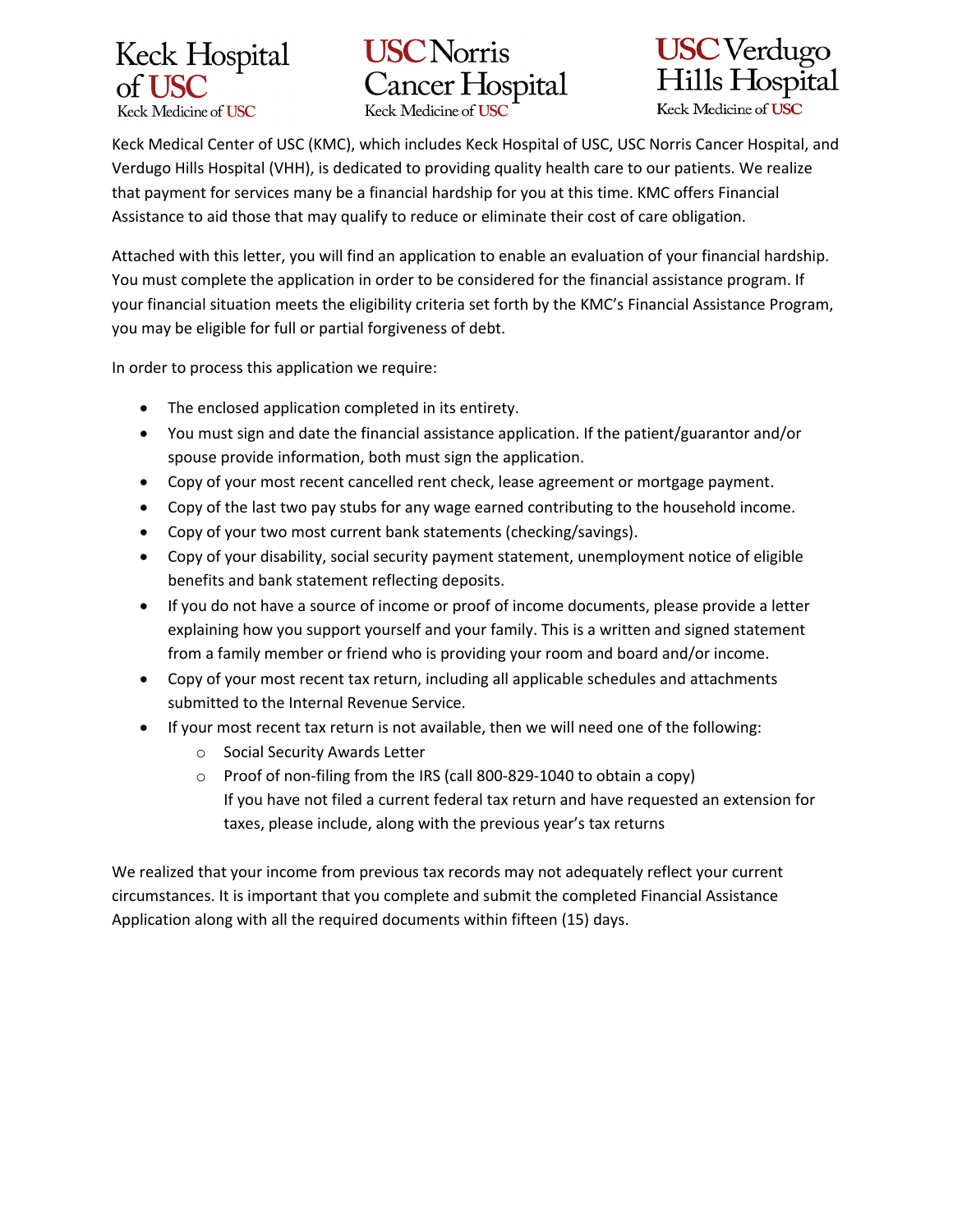Keck Hospital of USC
Keck Medicine of USC

USC Norris Cancer Hospital
Keck Medicine of USC

USC Verdugo Hills Hospital
Keck Medicine of USC

Keck Medical Center of USC (KMC), which includes Keck Hospital of USC, USC Norris Cancer Hospital, and Verdugo Hills Hospital (VHH), is dedicated to providing quality health care to our patients. We realize that payment for services many be a financial hardship for you at this time. KMC offers Financial Assistance to aid those that may qualify to reduce or eliminate their cost of care obligation.

Attached with this letter, you will find an application to enable an evaluation of your financial hardship. You must complete the application in order to be considered for the financial assistance program. If your financial situation meets the eligibility criteria set forth by the KMC's Financial Assistance Program, you may be eligible for full or partial forgiveness of debt.

In order to process this application we require:

- The enclosed application completed in its entirety.
- You must sign and date the financial assistance application. If the patient/guarantor and/or spouse provide information, both must sign the application.
- Copy of your most recent cancelled rent check, lease agreement or mortgage payment.
- Copy of the last two pay stubs for any wage earned contributing to the household income.
- Copy of your two most current bank statements (checking/savings).
- Copy of your disability, social security payment statement, unemployment notice of eligible benefits and bank statement reflecting deposits.
- If you do not have a source of income or proof of income documents, please provide a letter explaining how you support yourself and your family. This is a written and signed statement from a family member or friend who is providing your room and board and/or income.
- Copy of your most recent tax return, including all applicable schedules and attachments submitted to the Internal Revenue Service.
- If your most recent tax return is not available, then we will need one of the following:
  - Social Security Awards Letter
  - Proof of non-filing from the IRS (call 800-829-1040 to obtain a copy)
    If you have not filed a current federal tax return and have requested an extension for taxes, please include, along with the previous year's tax returns

We realized that your income from previous tax records may not adequately reflect your current circumstances. It is important that you complete and submit the completed Financial Assistance Application along with all the required documents within fifteen (15) days.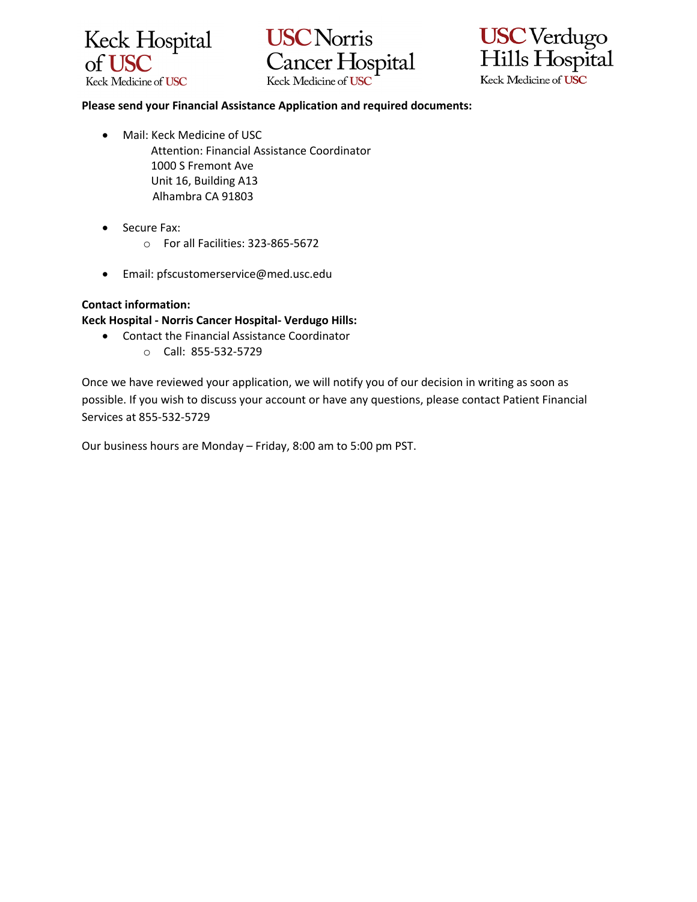Keck Hospital of USC
Keck Medicine of USC

USC Norris Cancer Hospital
Keck Medicine of USC

USC Verdugo Hills Hospital
Keck Medicine of USC

**Please send your Financial Assistance Application and required documents:**

- Mail: Keck Medicine of USC
  Attention: Financial Assistance Coordinator
  1000 S Fremont Ave
  Unit 16, Building A13
  Alhambra CA 91803

- Secure Fax:
  - For all Facilities: 323-865-5672

- Email: pfscustomerservice@med.usc.edu

**Contact information:**
**Keck Hospital - Norris Cancer Hospital- Verdugo Hills:**

- Contact the Financial Assistance Coordinator
  - Call: 855-532-5729

Once we have reviewed your application, we will notify you of our decision in writing as soon as possible. If you wish to discuss your account or have any questions, please contact Patient Financial Services at 855-532-5729

Our business hours are Monday – Friday, 8:00 am to 5:00 pm PST.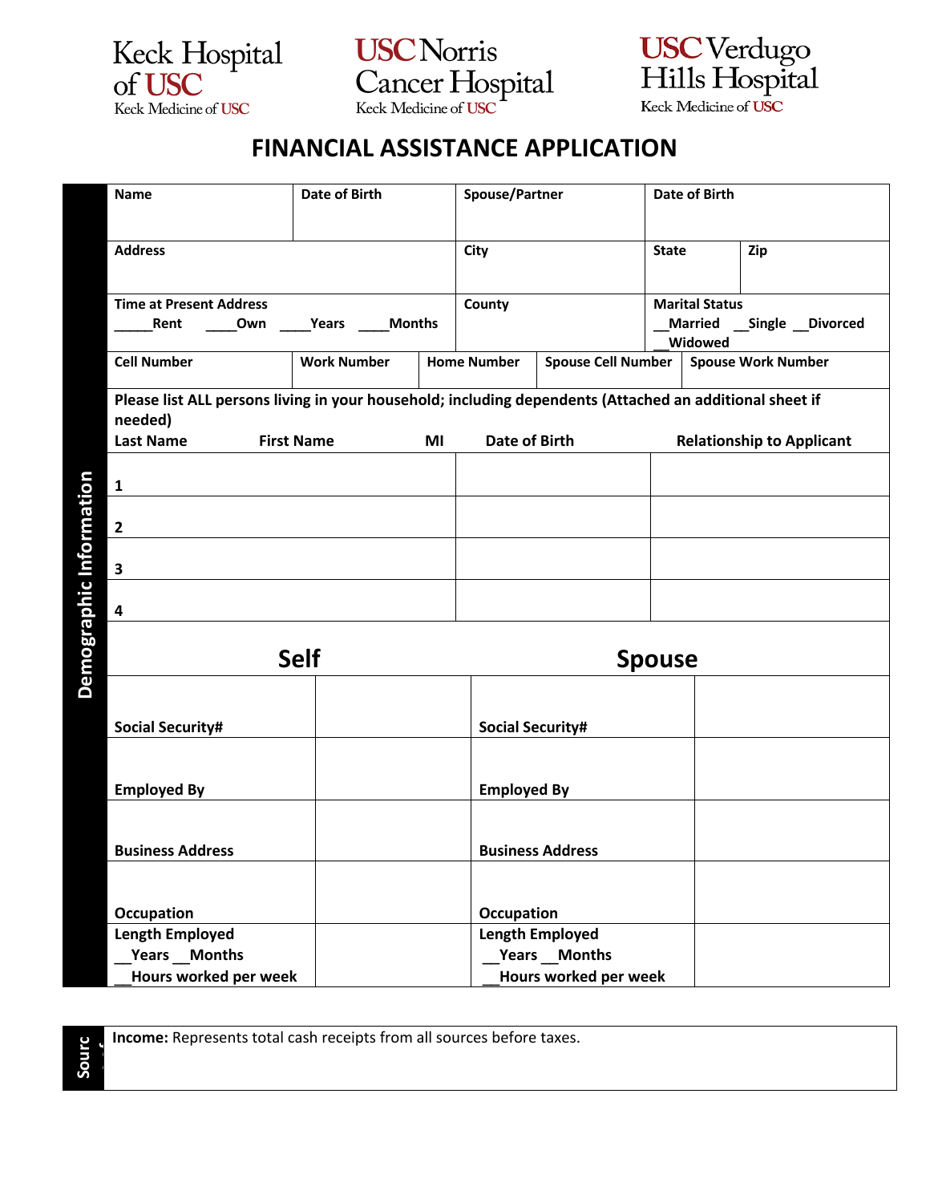Keck Hospital of USC
Keck Medicine of USC

USC Norris Cancer Hospital
Keck Medicine of USC

USC Verdugo Hills Hospital
Keck Medicine of USC

# FINANCIAL ASSISTANCE APPLICATION

**Demographic Information**

| Name | Date of Birth | Spouse/Partner | Date of Birth | |
|---|---|---|---|---|
| Address | | City | State | Zip |
| Time at Present Address<br>_____Rent ____Own ____Years ____Months | | County | Marital Status<br>__Married __Single __Divorced<br>__Widowed | |

| Cell Number | Work Number | Home Number | Spouse Cell Number | Spouse Work Number |
|---|---|---|---|---|
| | | | | |

**Please list ALL persons living in your household; including dependents (Attached an additional sheet if needed)**

| Last Name First Name MI | Date of Birth | Relationship to Applicant |
|---|---|---|
| 1 | | |
| 2 | | |
| 3 | | |
| 4 | | |

| **Self** | | **Spouse** | |
|---|---|---|---|
| Social Security# | | Social Security# | |
| Employed By | | Employed By | |
| Business Address | | Business Address | |
| Occupation | | Occupation | |
| Length Employed<br>__Years __Months<br>__Hours worked per week | | Length Employed<br>__Years __Months<br>__Hours worked per week | |

**Source of**

**Income:** Represents total cash receipts from all sources before taxes.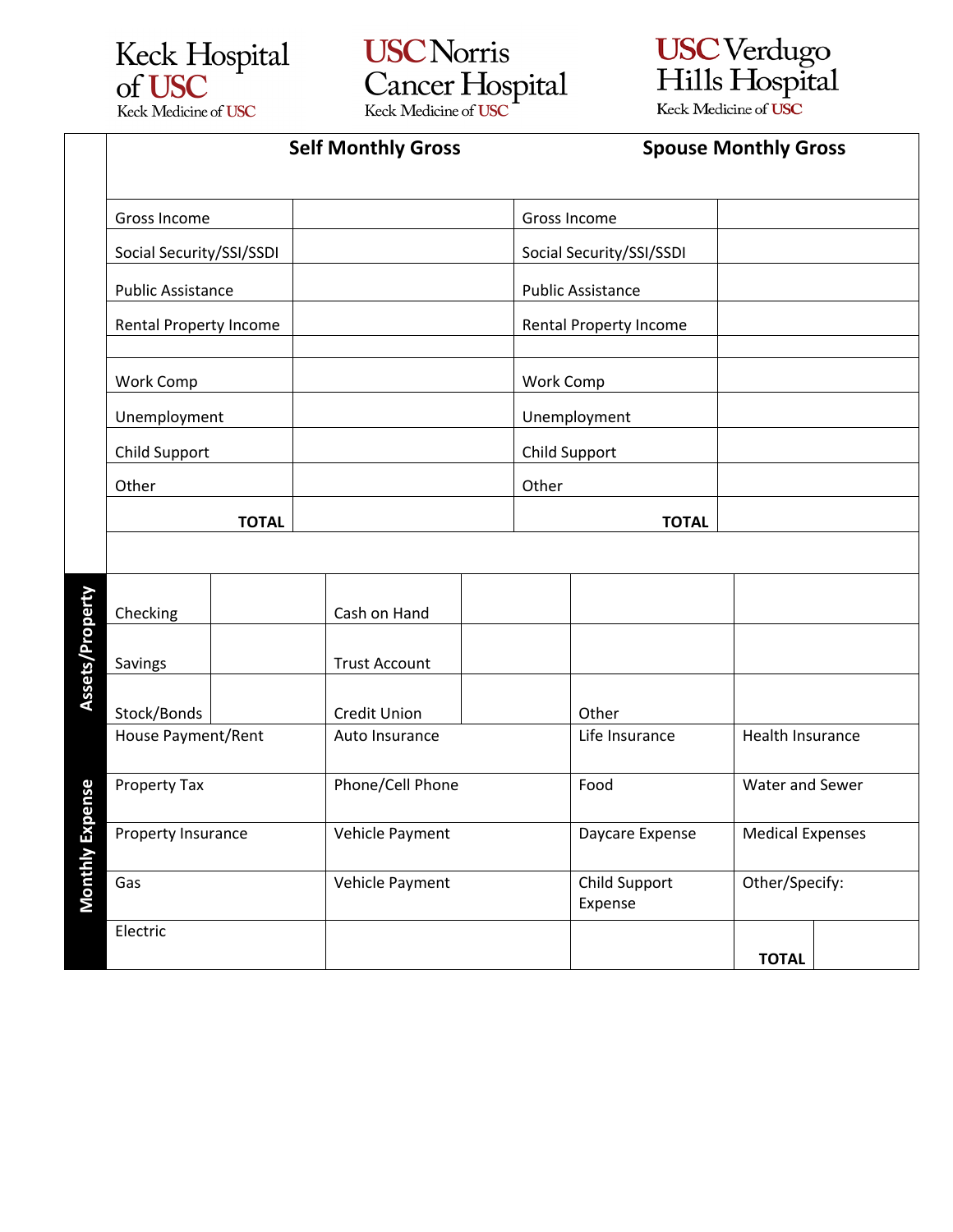Keck Hospital of USC — Keck Medicine of USC | USC Norris Cancer Hospital — Keck Medicine of USC | USC Verdugo Hills Hospital — Keck Medicine of USC

| Self Monthly Gross | | Spouse Monthly Gross | |
|---|---|---|---|
| Gross Income | | Gross Income | |
| Social Security/SSI/SSDI | | Social Security/SSI/SSDI | |
| Public Assistance | | Public Assistance | |
| Rental Property Income | | Rental Property Income | |
| | | | |
| Work Comp | | Work Comp | |
| Unemployment | | Unemployment | |
| Child Support | | Child Support | |
| Other | | Other | |
| **TOTAL** | | **TOTAL** | |

**Assets/Property**

| | | | | | |
|---|---|---|---|---|---|
| Checking | | Cash on Hand | | | |
| Savings | | Trust Account | | | |
| Stock/Bonds | | Credit Union | | Other | |

**Monthly Expense**

| | | | | |
|---|---|---|---|---|
| House Payment/Rent | Auto Insurance | Life Insurance | Health Insurance | |
| Property Tax | Phone/Cell Phone | Food | Water and Sewer | |
| Property Insurance | Vehicle Payment | Daycare Expense | Medical Expenses | |
| Gas | Vehicle Payment | Child Support Expense | Other/Specify: | |
| Electric | | | **TOTAL** | |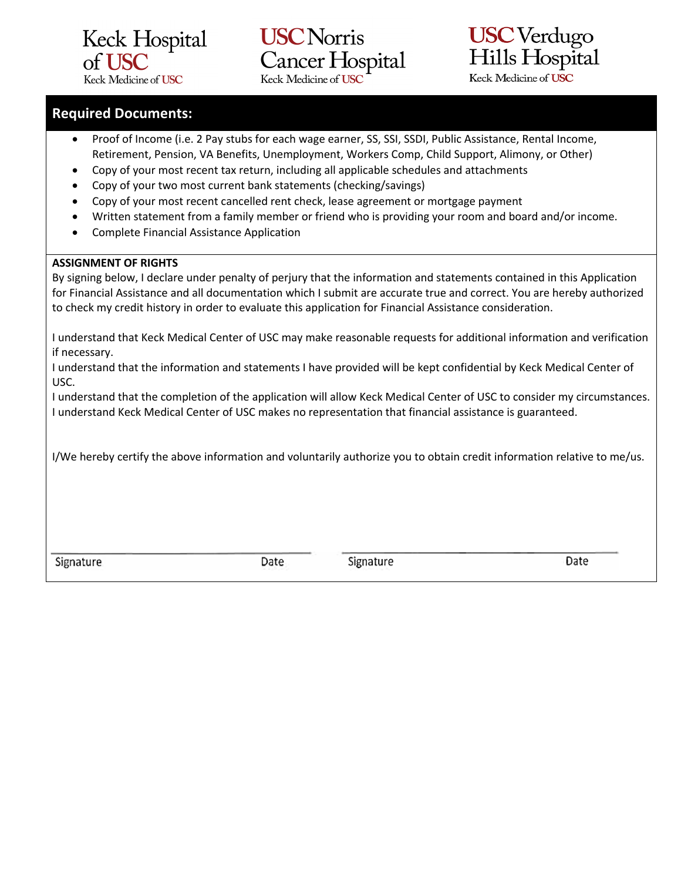Keck Hospital of USC
Keck Medicine of USC

USC Norris Cancer Hospital
Keck Medicine of USC

USC Verdugo Hills Hospital
Keck Medicine of USC

## Required Documents:

- Proof of Income (i.e. 2 Pay stubs for each wage earner, SS, SSI, SSDI, Public Assistance, Rental Income, Retirement, Pension, VA Benefits, Unemployment, Workers Comp, Child Support, Alimony, or Other)
- Copy of your most recent tax return, including all applicable schedules and attachments
- Copy of your two most current bank statements (checking/savings)
- Copy of your most recent cancelled rent check, lease agreement or mortgage payment
- Written statement from a family member or friend who is providing your room and board and/or income.
- Complete Financial Assistance Application

**ASSIGNMENT OF RIGHTS**

By signing below, I declare under penalty of perjury that the information and statements contained in this Application for Financial Assistance and all documentation which I submit are accurate true and correct. You are hereby authorized to check my credit history in order to evaluate this application for Financial Assistance consideration.

I understand that Keck Medical Center of USC may make reasonable requests for additional information and verification if necessary.

I understand that the information and statements I have provided will be kept confidential by Keck Medical Center of USC.

I understand that the completion of the application will allow Keck Medical Center of USC to consider my circumstances.

I understand Keck Medical Center of USC makes no representation that financial assistance is guaranteed.

I/We hereby certify the above information and voluntarily authorize you to obtain credit information relative to me/us.

Signature ____________________ Date ________ Signature ____________________ Date ________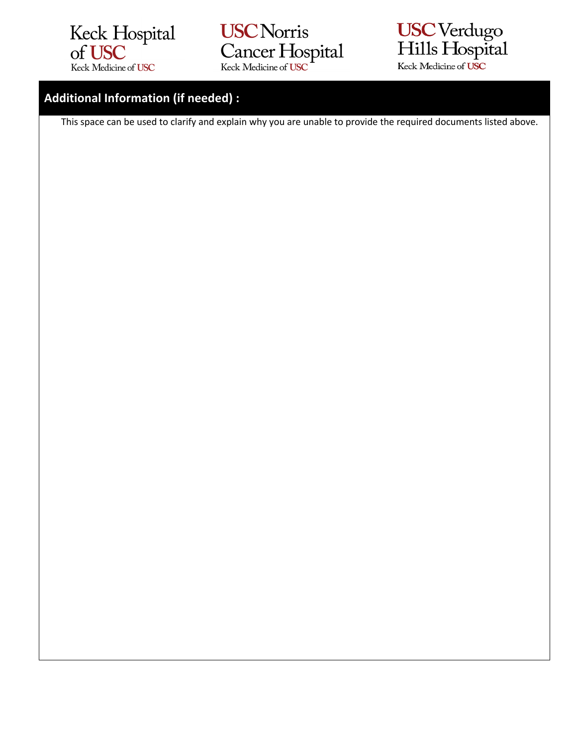Keck Hospital of USC
Keck Medicine of USC

USC Norris Cancer Hospital
Keck Medicine of USC

USC Verdugo Hills Hospital
Keck Medicine of USC

## Additional Information (if needed) :

This space can be used to clarify and explain why you are unable to provide the required documents listed above.